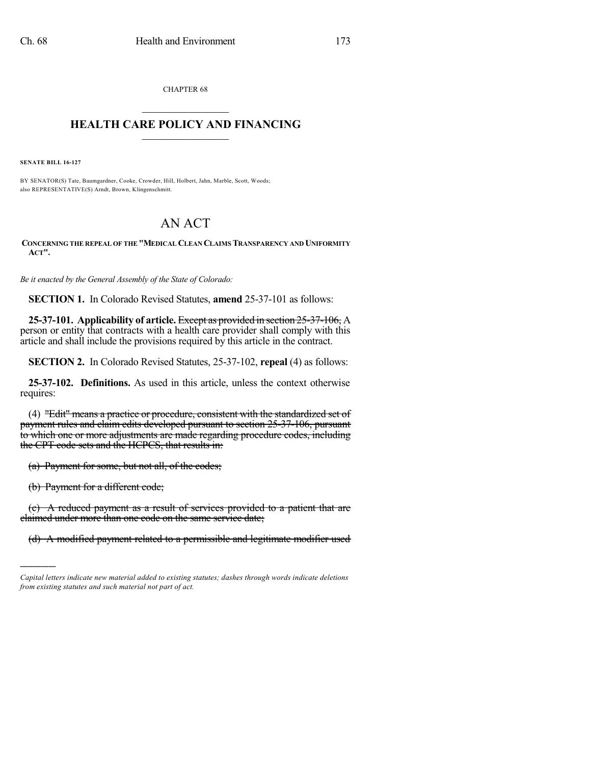CHAPTER 68

# HEALTH CARE POLICY AND FINANCING

**SENATE BILL 16-127**

BY SENATOR(S) Tate, Baumgardner, Cooke, Crowder, Hill, Holbert, Jahn, Marble, Scott, Woods;
also REPRESENTATIVE(S) Arndt, Brown, Klingenschmitt.

# AN ACT

**CONCERNING THE REPEAL OF THE "MEDICAL CLEAN CLAIMS TRANSPARENCY AND UNIFORMITY ACT".**

*Be it enacted by the General Assembly of the State of Colorado:*

**SECTION 1.** In Colorado Revised Statutes, **amend** 25-37-101 as follows:

**25-37-101. Applicability of article.** ~~Except as provided in section 25-37-106,~~ A person or entity that contracts with a health care provider shall comply with this article and shall include the provisions required by this article in the contract.

**SECTION 2.** In Colorado Revised Statutes, 25-37-102, **repeal** (4) as follows:

**25-37-102. Definitions.** As used in this article, unless the context otherwise requires:

(4) ~~"Edit" means a practice or procedure, consistent with the standardized set of payment rules and claim edits developed pursuant to section 25-37-106, pursuant to which one or more adjustments are made regarding procedure codes, including the CPT code sets and the HCPCS, that results in:~~

~~(a) Payment for some, but not all, of the codes;~~

~~(b) Payment for a different code;~~

~~(c) A reduced payment as a result of services provided to a patient that are claimed under more than one code on the same service date;~~

~~(d) A modified payment related to a permissible and legitimate modifier used~~

---

*Capital letters indicate new material added to existing statutes; dashes through words indicate deletions from existing statutes and such material not part of act.*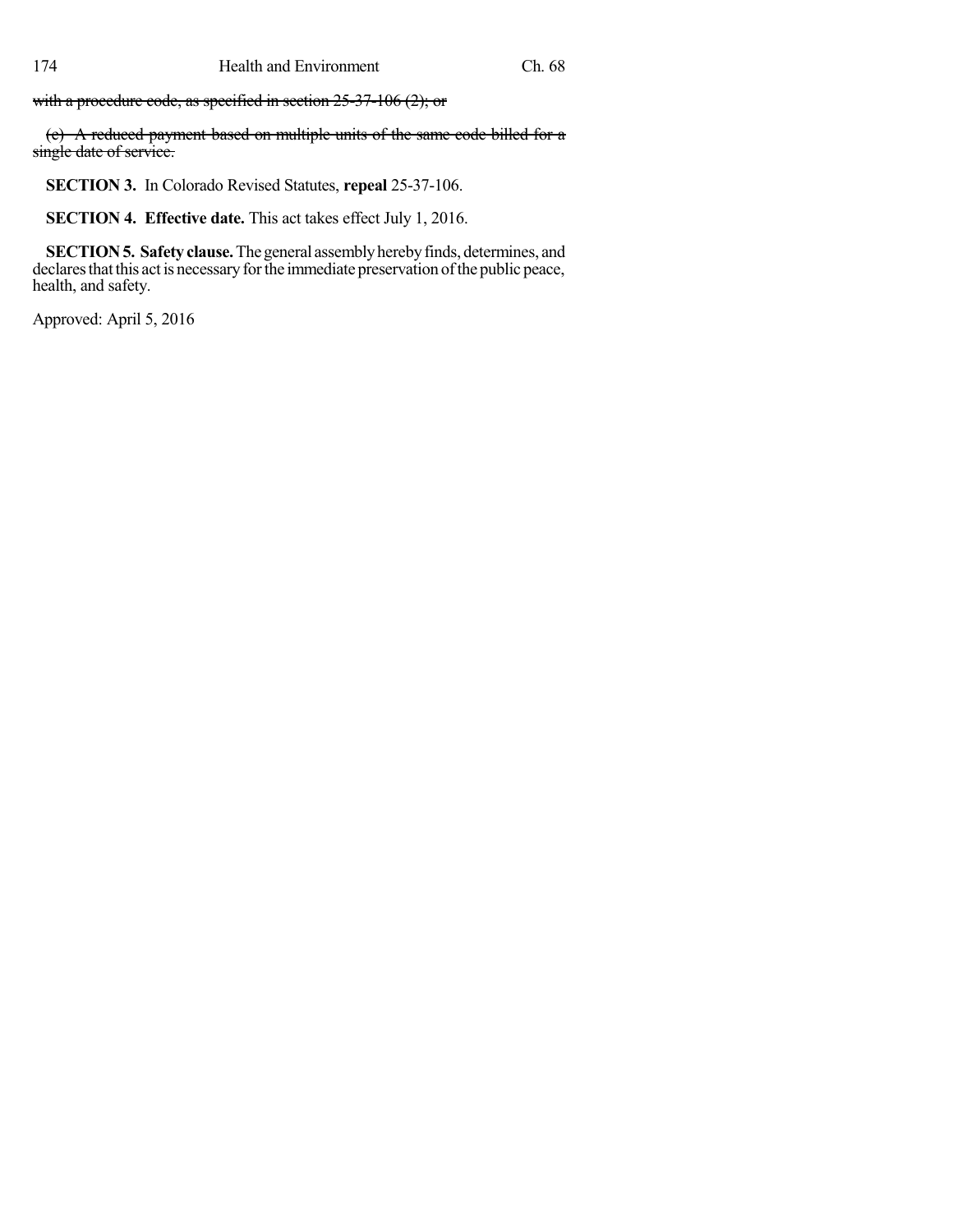~~with a procedure code, as specified in section 25-37-106 (2); or~~

~~(c) A reduced payment based on multiple units of the same code billed for a single date of service.~~

**SECTION 3.** In Colorado Revised Statutes, **repeal** 25-37-106.

**SECTION 4. Effective date.** This act takes effect July 1, 2016.

**SECTION 5. Safety clause.** The general assembly hereby finds, determines, and declares that this act is necessary for the immediate preservation of the public peace, health, and safety.

Approved: April 5, 2016